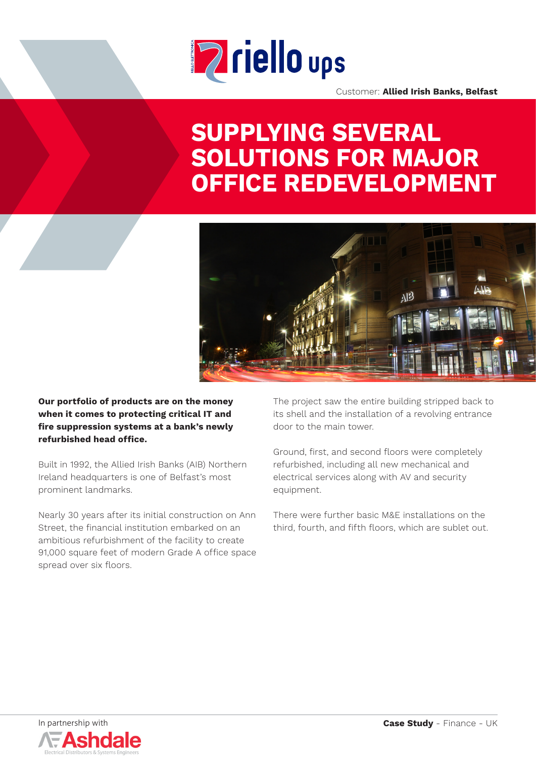Customer: **Allied Irish Banks, Belfast**

# SUPPLYING SEVERAL SOLUTIONS FOR MAJOR OFFICE REDEVELOPMENT

**Our portfolio of products are on the money when it comes to protecting critical IT and fire suppression systems at a bank's newly refurbished head office.**

Built in 1992, the Allied Irish Banks (AIB) Northern Ireland headquarters is one of Belfast's most prominent landmarks.

Nearly 30 years after its initial construction on Ann Street, the financial institution embarked on an ambitious refurbishment of the facility to create 91,000 square feet of modern Grade A office space spread over six floors.

The project saw the entire building stripped back to its shell and the installation of a revolving entrance door to the main tower.

Ground, first, and second floors were completely refurbished, including all new mechanical and electrical services along with AV and security equipment.

There were further basic M&E installations on the third, fourth, and fifth floors, which are sublet out.

In partnership with Ashdale – Electrical Distributors & Systems Engineers

**Case Study** - Finance - UK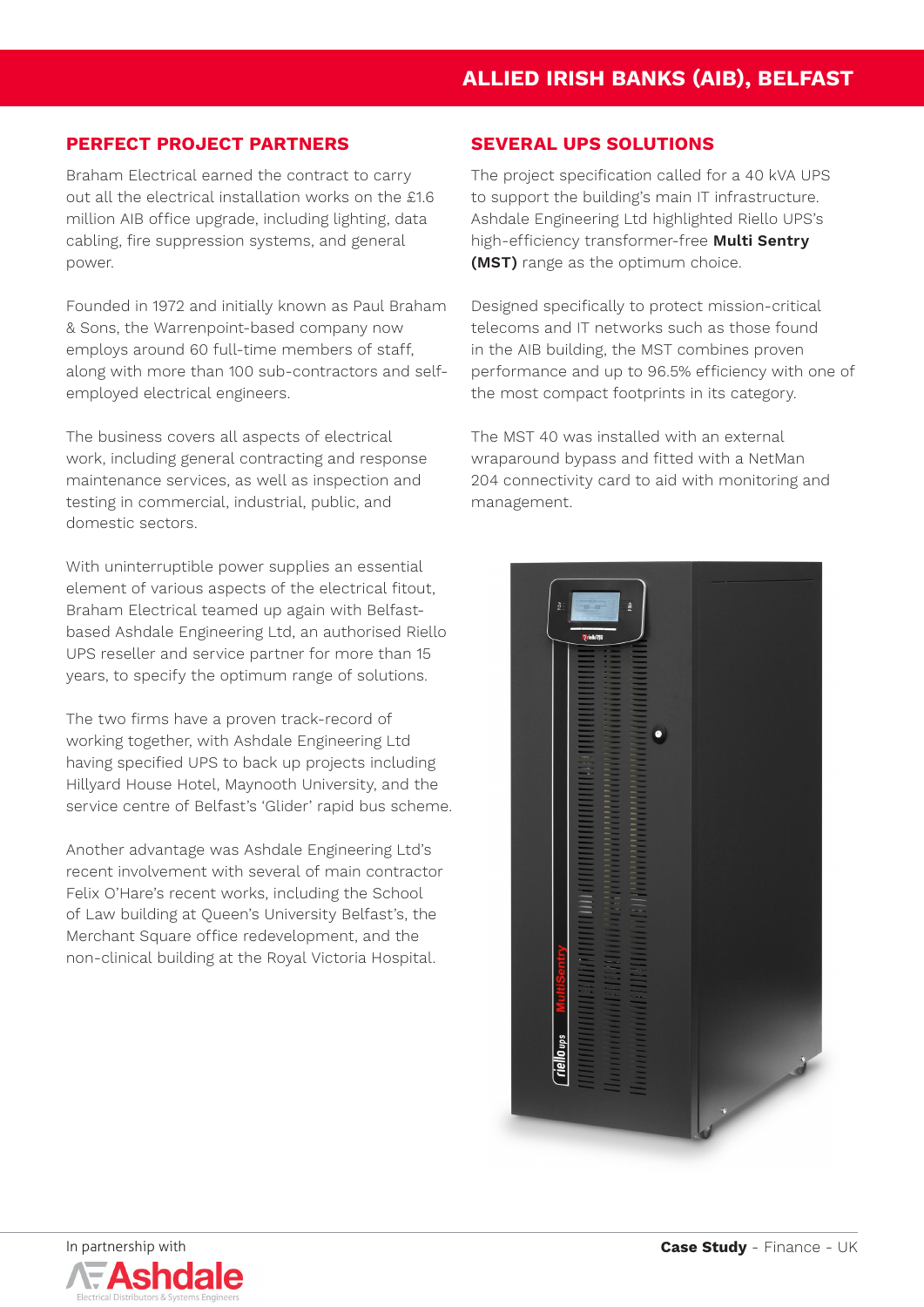# ALLIED IRISH BANKS (AIB), BELFAST

## PERFECT PROJECT PARTNERS

Braham Electrical earned the contract to carry out all the electrical installation works on the £1.6 million AIB office upgrade, including lighting, data cabling, fire suppression systems, and general power.

Founded in 1972 and initially known as Paul Braham & Sons, the Warrenpoint-based company now employs around 60 full-time members of staff, along with more than 100 sub-contractors and self-employed electrical engineers.

The business covers all aspects of electrical work, including general contracting and response maintenance services, as well as inspection and testing in commercial, industrial, public, and domestic sectors.

With uninterruptible power supplies an essential element of various aspects of the electrical fitout, Braham Electrical teamed up again with Belfast-based Ashdale Engineering Ltd, an authorised Riello UPS reseller and service partner for more than 15 years, to specify the optimum range of solutions.

The two firms have a proven track-record of working together, with Ashdale Engineering Ltd having specified UPS to back up projects including Hillyard House Hotel, Maynooth University, and the service centre of Belfast's 'Glider' rapid bus scheme.

Another advantage was Ashdale Engineering Ltd's recent involvement with several of main contractor Felix O'Hare's recent works, including the School of Law building at Queen's University Belfast's, the Merchant Square office redevelopment, and the non-clinical building at the Royal Victoria Hospital.

## SEVERAL UPS SOLUTIONS

The project specification called for a 40 kVA UPS to support the building's main IT infrastructure. Ashdale Engineering Ltd highlighted Riello UPS's high-efficiency transformer-free **Multi Sentry (MST)** range as the optimum choice.

Designed specifically to protect mission-critical telecoms and IT networks such as those found in the AIB building, the MST combines proven performance and up to 96.5% efficiency with one of the most compact footprints in its category.

The MST 40 was installed with an external wraparound bypass and fitted with a NetMan 204 connectivity card to aid with monitoring and management.

In partnership with Ashdale – Electrical Distributors & Systems Engineers

**Case Study** - Finance - UK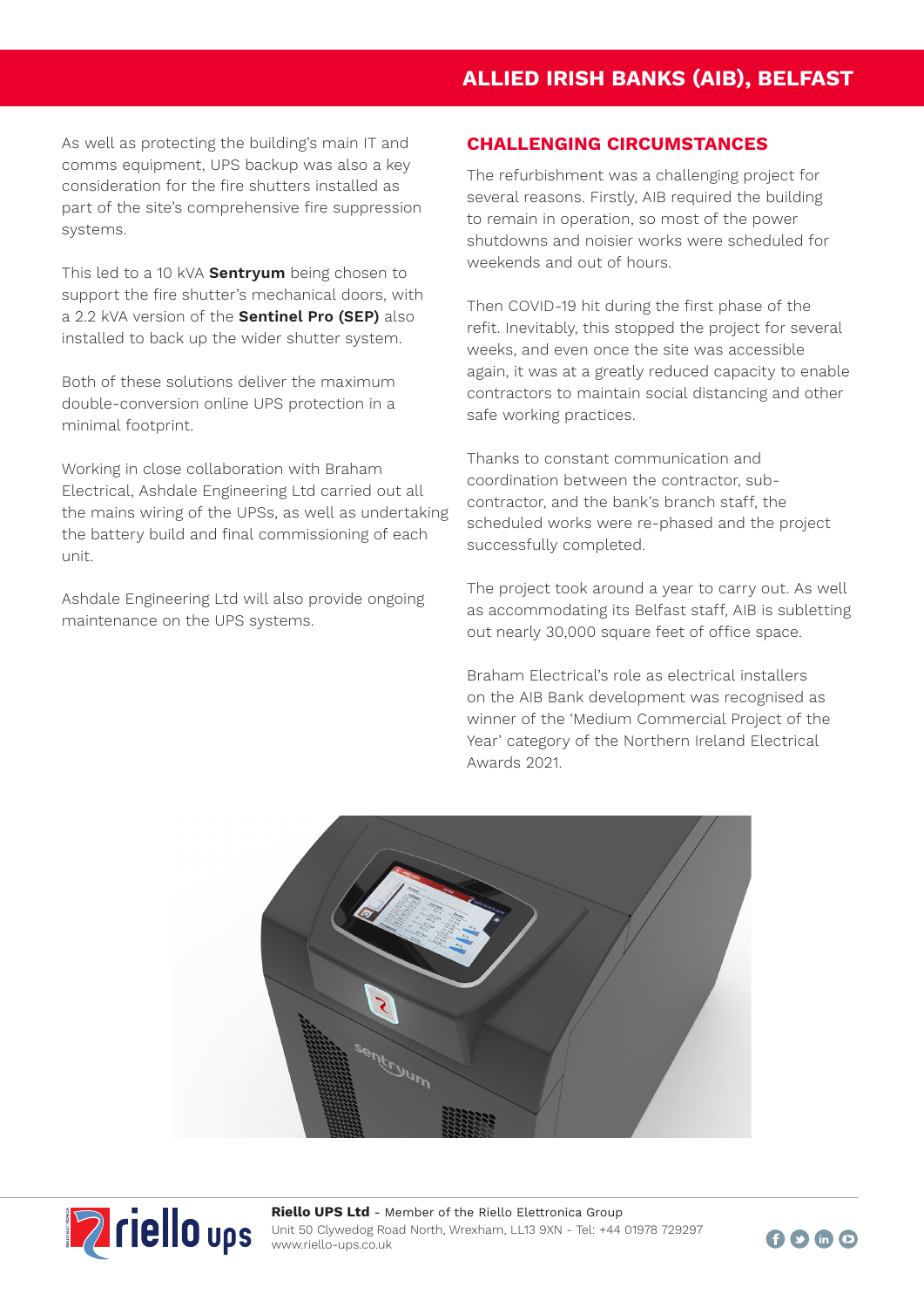## ALLIED IRISH BANKS (AIB), BELFAST

As well as protecting the building's main IT and comms equipment, UPS backup was also a key consideration for the fire shutters installed as part of the site's comprehensive fire suppression systems.

This led to a 10 kVA **Sentryum** being chosen to support the fire shutter's mechanical doors, with a 2.2 kVA version of the **Sentinel Pro (SEP)** also installed to back up the wider shutter system.

Both of these solutions deliver the maximum double-conversion online UPS protection in a minimal footprint.

Working in close collaboration with Braham Electrical, Ashdale Engineering Ltd carried out all the mains wiring of the UPSs, as well as undertaking the battery build and final commissioning of each unit.

Ashdale Engineering Ltd will also provide ongoing maintenance on the UPS systems.

### CHALLENGING CIRCUMSTANCES

The refurbishment was a challenging project for several reasons. Firstly, AIB required the building to remain in operation, so most of the power shutdowns and noisier works were scheduled for weekends and out of hours.

Then COVID-19 hit during the first phase of the refit. Inevitably, this stopped the project for several weeks, and even once the site was accessible again, it was at a greatly reduced capacity to enable contractors to maintain social distancing and other safe working practices.

Thanks to constant communication and coordination between the contractor, sub-contractor, and the bank's branch staff, the scheduled works were re-phased and the project successfully completed.

The project took around a year to carry out. As well as accommodating its Belfast staff, AIB is subletting out nearly 30,000 square feet of office space.

Braham Electrical's role as electrical installers on the AIB Bank development was recognised as winner of the 'Medium Commercial Project of the Year' category of the Northern Ireland Electrical Awards 2021.

**Riello UPS Ltd** - Member of the Riello Elettronica Group
Unit 50 Clywedog Road North, Wrexham, LL13 9XN - Tel: +44 01978 729297
www.riello-ups.co.uk